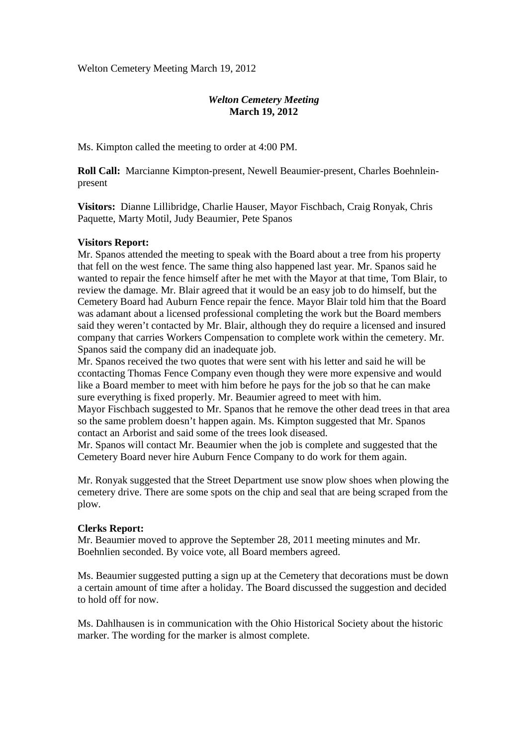Welton Cemetery Meeting March 19, 2012

## *Welton Cemetery Meeting*
## March 19, 2012

Ms. Kimpton called the meeting to order at 4:00 PM.

**Roll Call:** Marcianne Kimpton-present, Newell Beaumier-present, Charles Boehnlein-present

**Visitors:** Dianne Lillibridge, Charlie Hauser, Mayor Fischbach, Craig Ronyak, Chris Paquette, Marty Motil, Judy Beaumier, Pete Spanos

**Visitors Report:**

Mr. Spanos attended the meeting to speak with the Board about a tree from his property that fell on the west fence. The same thing also happened last year. Mr. Spanos said he wanted to repair the fence himself after he met with the Mayor at that time, Tom Blair, to review the damage. Mr. Blair agreed that it would be an easy job to do himself, but the Cemetery Board had Auburn Fence repair the fence. Mayor Blair told him that the Board was adamant about a licensed professional completing the work but the Board members said they weren't contacted by Mr. Blair, although they do require a licensed and insured company that carries Workers Compensation to complete work within the cemetery. Mr. Spanos said the company did an inadequate job.

Mr. Spanos received the two quotes that were sent with his letter and said he will be ccontacting Thomas Fence Company even though they were more expensive and would like a Board member to meet with him before he pays for the job so that he can make sure everything is fixed properly. Mr. Beaumier agreed to meet with him.

Mayor Fischbach suggested to Mr. Spanos that he remove the other dead trees in that area so the same problem doesn't happen again. Ms. Kimpton suggested that Mr. Spanos contact an Arborist and said some of the trees look diseased.

Mr. Spanos will contact Mr. Beaumier when the job is complete and suggested that the Cemetery Board never hire Auburn Fence Company to do work for them again.

Mr. Ronyak suggested that the Street Department use snow plow shoes when plowing the cemetery drive. There are some spots on the chip and seal that are being scraped from the plow.

**Clerks Report:**

Mr. Beaumier moved to approve the September 28, 2011 meeting minutes and Mr. Boehnlien seconded. By voice vote, all Board members agreed.

Ms. Beaumier suggested putting a sign up at the Cemetery that decorations must be down a certain amount of time after a holiday. The Board discussed the suggestion and decided to hold off for now.

Ms. Dahlhausen is in communication with the Ohio Historical Society about the historic marker. The wording for the marker is almost complete.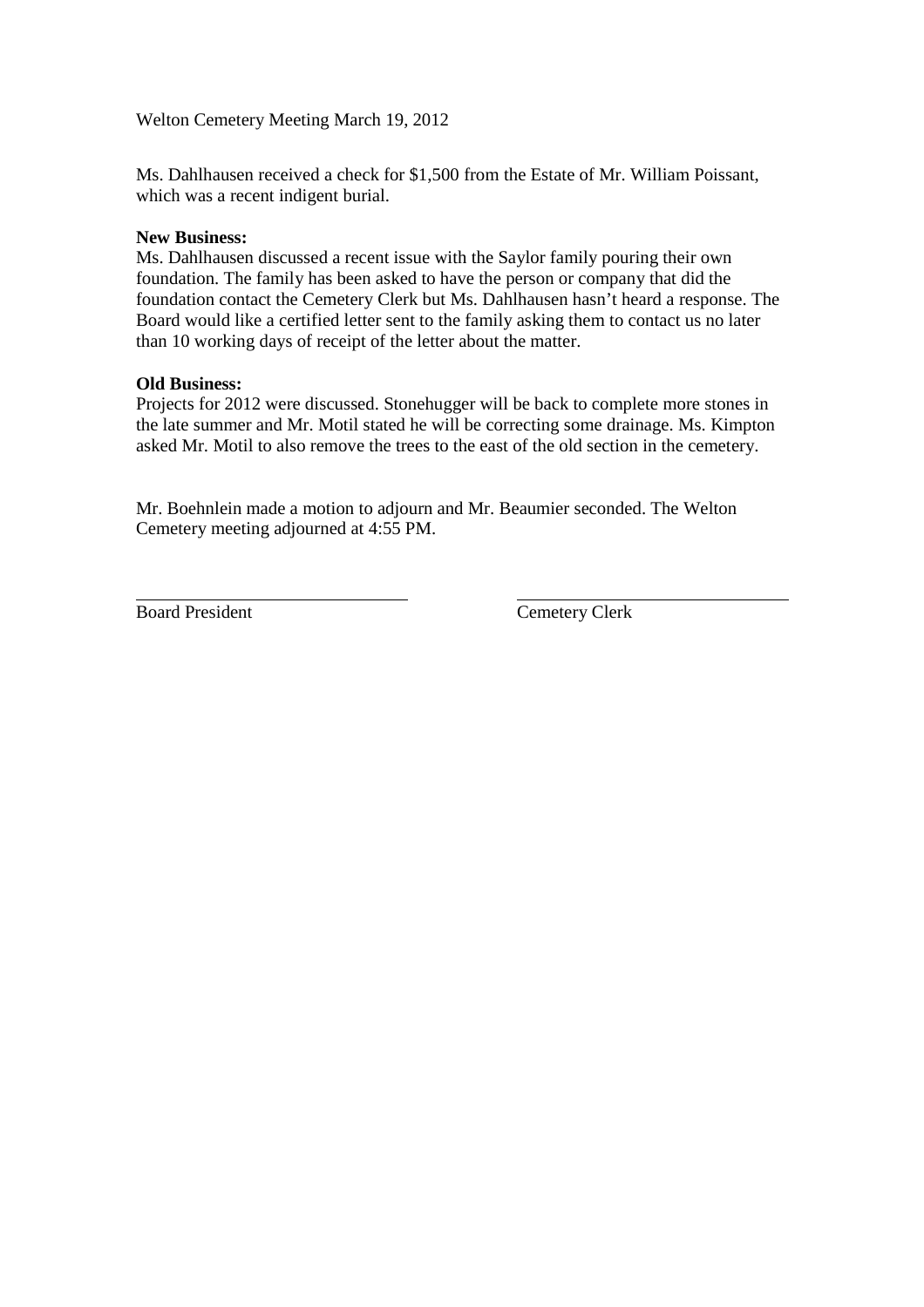Welton Cemetery Meeting March 19, 2012

Ms. Dahlhausen received a check for $1,500 from the Estate of Mr. William Poissant, which was a recent indigent burial.

**New Business:**
Ms. Dahlhausen discussed a recent issue with the Saylor family pouring their own foundation. The family has been asked to have the person or company that did the foundation contact the Cemetery Clerk but Ms. Dahlhausen hasn't heard a response. The Board would like a certified letter sent to the family asking them to contact us no later than 10 working days of receipt of the letter about the matter.

**Old Business:**
Projects for 2012 were discussed. Stonehugger will be back to complete more stones in the late summer and Mr. Motil stated he will be correcting some drainage. Ms. Kimpton asked Mr. Motil to also remove the trees to the east of the old section in the cemetery.

Mr. Boehnlein made a motion to adjourn and Mr. Beaumier seconded. The Welton Cemetery meeting adjourned at 4:55 PM.

Board President

Cemetery Clerk